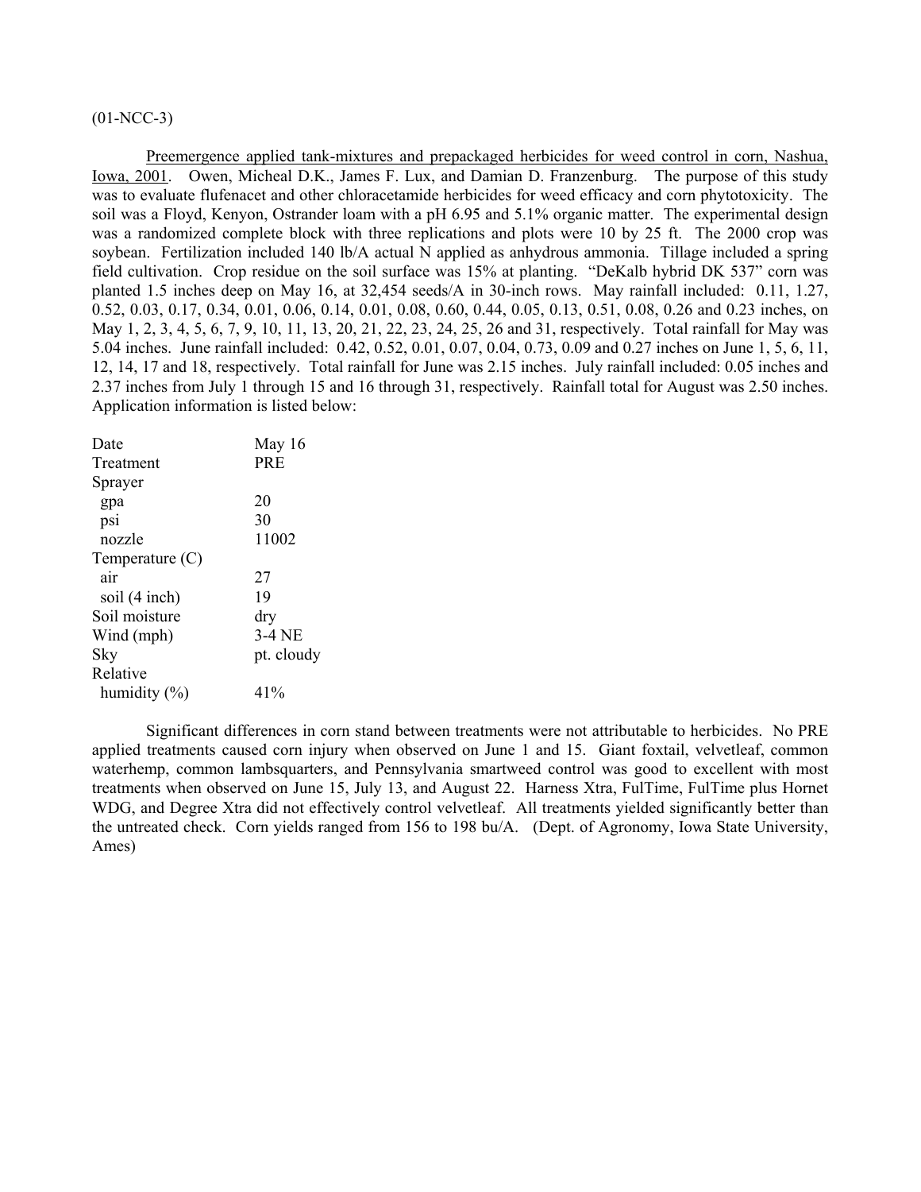(01-NCC-3)

Preemergence applied tank-mixtures and prepackaged herbicides for weed control in corn, Nashua, Iowa, 2001. Owen, Micheal D.K., James F. Lux, and Damian D. Franzenburg. The purpose of this study was to evaluate flufenacet and other chloracetamide herbicides for weed efficacy and corn phytotoxicity. The soil was a Floyd, Kenyon, Ostrander loam with a pH 6.95 and 5.1% organic matter. The experimental design was a randomized complete block with three replications and plots were 10 by 25 ft. The 2000 crop was soybean. Fertilization included 140 lb/A actual N applied as anhydrous ammonia. Tillage included a spring field cultivation. Crop residue on the soil surface was 15% at planting. "DeKalb hybrid DK 537" corn was planted 1.5 inches deep on May 16, at 32,454 seeds/A in 30-inch rows. May rainfall included: 0.11, 1.27, 0.52, 0.03, 0.17, 0.34, 0.01, 0.06, 0.14, 0.01, 0.08, 0.60, 0.44, 0.05, 0.13, 0.51, 0.08, 0.26 and 0.23 inches, on May 1, 2, 3, 4, 5, 6, 7, 9, 10, 11, 13, 20, 21, 22, 23, 24, 25, 26 and 31, respectively. Total rainfall for May was 5.04 inches. June rainfall included: 0.42, 0.52, 0.01, 0.07, 0.04, 0.73, 0.09 and 0.27 inches on June 1, 5, 6, 11, 12, 14, 17 and 18, respectively. Total rainfall for June was 2.15 inches. July rainfall included: 0.05 inches and 2.37 inches from July 1 through 15 and 16 through 31, respectively. Rainfall total for August was 2.50 inches. Application information is listed below:

| | |
|---|---|
| Date | May 16 |
| Treatment | PRE |
| Sprayer | |
| gpa | 20 |
| psi | 30 |
| nozzle | 11002 |
| Temperature (C) | |
| air | 27 |
| soil (4 inch) | 19 |
| Soil moisture | dry |
| Wind (mph) | 3-4 NE |
| Sky | pt. cloudy |
| Relative humidity (%) | 41% |

Significant differences in corn stand between treatments were not attributable to herbicides. No PRE applied treatments caused corn injury when observed on June 1 and 15. Giant foxtail, velvetleaf, common waterhemp, common lambsquarters, and Pennsylvania smartweed control was good to excellent with most treatments when observed on June 15, July 13, and August 22. Harness Xtra, FulTime, FulTime plus Hornet WDG, and Degree Xtra did not effectively control velvetleaf. All treatments yielded significantly better than the untreated check. Corn yields ranged from 156 to 198 bu/A. (Dept. of Agronomy, Iowa State University, Ames)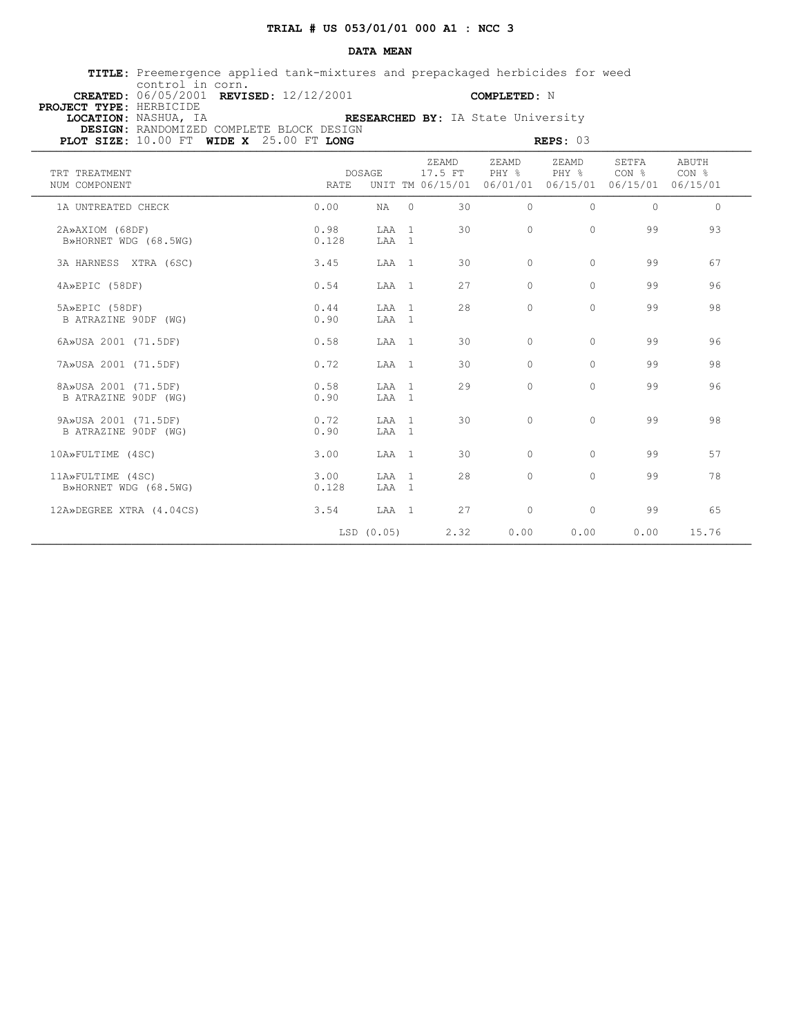**TRIAL # US 053/01/01 000 A1 : NCC 3**

**DATA MEAN**

**TITLE:** Preemergence applied tank-mixtures and prepackaged herbicides for weed control in corn.
**CREATED:** 06/05/2001 **REVISED:** 12/12/2001 **COMPLETED:** N
**PROJECT TYPE:** HERBICIDE
**LOCATION:** NASHUA, IA **RESEARCHED BY:** IA State University
**DESIGN:** RANDOMIZED COMPLETE BLOCK DESIGN
**PLOT SIZE:** 10.00 FT **WIDE X** 25.00 FT **LONG** **REPS:** 03

| TRT NUM | TREATMENT COMPONENT | DOSAGE RATE | UNIT | TM | ZEAMD 17.5 FT 06/15/01 | ZEAMD PHY % 06/01/01 | ZEAMD PHY % 06/15/01 | SETFA CON % 06/15/01 | ABUTH CON % 06/15/01 |
|---|---|---|---|---|---|---|---|---|---|
| 1A | UNTREATED CHECK | 0.00 | NA | 0 | 30 | 0 | 0 | 0 | 0 |
| 2A | »AXIOM (68DF) | 0.98 | LAA | 1 | 30 | 0 | 0 | 99 | 93 |
| B | »HORNET WDG (68.5WG) | 0.128 | LAA | 1 | | | | | |
| 3A | HARNESS XTRA (6SC) | 3.45 | LAA | 1 | 30 | 0 | 0 | 99 | 67 |
| 4A | »EPIC (58DF) | 0.54 | LAA | 1 | 27 | 0 | 0 | 99 | 96 |
| 5A | »EPIC (58DF) | 0.44 | LAA | 1 | 28 | 0 | 0 | 99 | 98 |
| B | ATRAZINE 90DF (WG) | 0.90 | LAA | 1 | | | | | |
| 6A | »USA 2001 (71.5DF) | 0.58 | LAA | 1 | 30 | 0 | 0 | 99 | 96 |
| 7A | »USA 2001 (71.5DF) | 0.72 | LAA | 1 | 30 | 0 | 0 | 99 | 98 |
| 8A | »USA 2001 (71.5DF) | 0.58 | LAA | 1 | 29 | 0 | 0 | 99 | 96 |
| B | ATRAZINE 90DF (WG) | 0.90 | LAA | 1 | | | | | |
| 9A | »USA 2001 (71.5DF) | 0.72 | LAA | 1 | 30 | 0 | 0 | 99 | 98 |
| B | ATRAZINE 90DF (WG) | 0.90 | LAA | 1 | | | | | |
| 10A | »FULTIME (4SC) | 3.00 | LAA | 1 | 30 | 0 | 0 | 99 | 57 |
| 11A | »FULTIME (4SC) | 3.00 | LAA | 1 | 28 | 0 | 0 | 99 | 78 |
| B | »HORNET WDG (68.5WG) | 0.128 | LAA | 1 | | | | | |
| 12A | »DEGREE XTRA (4.04CS) | 3.54 | LAA | 1 | 27 | 0 | 0 | 99 | 65 |
| | | LSD (0.05) | | | 2.32 | 0.00 | 0.00 | 0.00 | 15.76 |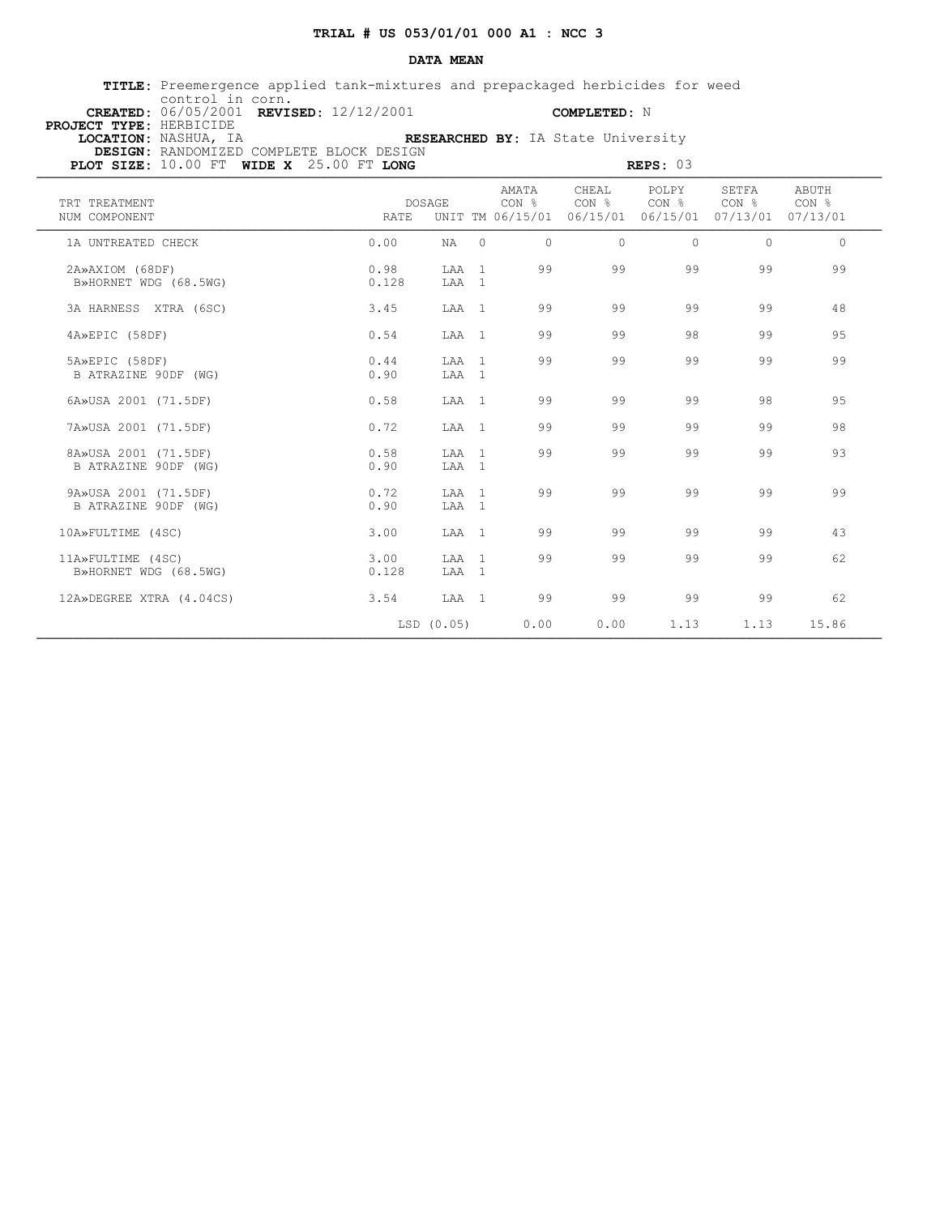**TRIAL # US 053/01/01 000 A1 : NCC 3**

**DATA MEAN**

**TITLE:** Preemergence applied tank-mixtures and prepackaged herbicides for weed control in corn.
**CREATED:** 06/05/2001 **REVISED:** 12/12/2001 **COMPLETED:** N
**PROJECT TYPE:** HERBICIDE
**LOCATION:** NASHUA, IA **RESEARCHED BY:** IA State University
**DESIGN:** RANDOMIZED COMPLETE BLOCK DESIGN
**PLOT SIZE:** 10.00 FT **WIDE X** 25.00 FT **LONG** **REPS:** 03

| TRT NUM | TREATMENT COMPONENT | DOSAGE RATE | UNIT | TM | AMATA CON % 06/15/01 | CHEAL CON % 06/15/01 | POLPY CON % 06/15/01 | SETFA CON % 07/13/01 | ABUTH CON % 07/13/01 |
|---|---|---|---|---|---|---|---|---|---|
| 1A | UNTREATED CHECK | 0.00 | NA | 0 | 0 | 0 | 0 | 0 | 0 |
| 2A» | AXIOM (68DF) | 0.98 | LAA | 1 | 99 | 99 | 99 | 99 | 99 |
| B» | HORNET WDG (68.5WG) | 0.128 | LAA | 1 | | | | | |
| 3A | HARNESS XTRA (6SC) | 3.45 | LAA | 1 | 99 | 99 | 99 | 99 | 48 |
| 4A» | EPIC (58DF) | 0.54 | LAA | 1 | 99 | 99 | 98 | 99 | 95 |
| 5A» | EPIC (58DF) | 0.44 | LAA | 1 | 99 | 99 | 99 | 99 | 99 |
| B | ATRAZINE 90DF (WG) | 0.90 | LAA | 1 | | | | | |
| 6A» | USA 2001 (71.5DF) | 0.58 | LAA | 1 | 99 | 99 | 99 | 98 | 95 |
| 7A» | USA 2001 (71.5DF) | 0.72 | LAA | 1 | 99 | 99 | 99 | 99 | 98 |
| 8A» | USA 2001 (71.5DF) | 0.58 | LAA | 1 | 99 | 99 | 99 | 99 | 93 |
| B | ATRAZINE 90DF (WG) | 0.90 | LAA | 1 | | | | | |
| 9A» | USA 2001 (71.5DF) | 0.72 | LAA | 1 | 99 | 99 | 99 | 99 | 99 |
| B | ATRAZINE 90DF (WG) | 0.90 | LAA | 1 | | | | | |
| 10A» | FULTIME (4SC) | 3.00 | LAA | 1 | 99 | 99 | 99 | 99 | 43 |
| 11A» | FULTIME (4SC) | 3.00 | LAA | 1 | 99 | 99 | 99 | 99 | 62 |
| B» | HORNET WDG (68.5WG) | 0.128 | LAA | 1 | | | | | |
| 12A» | DEGREE XTRA (4.04CS) | 3.54 | LAA | 1 | 99 | 99 | 99 | 99 | 62 |
| | | LSD (0.05) | | | 0.00 | 0.00 | 1.13 | 1.13 | 15.86 |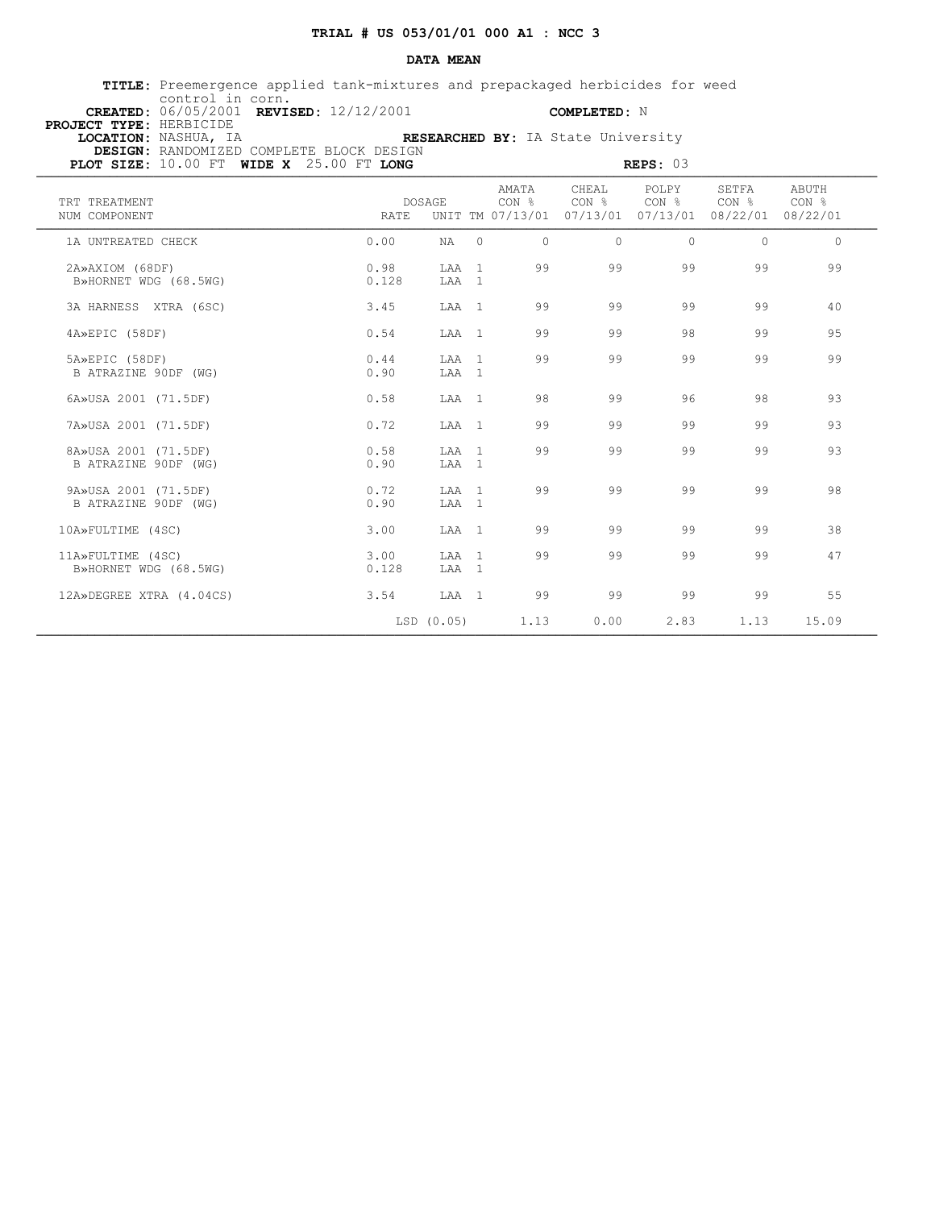## TRIAL # US 053/01/01 000 A1 : NCC 3

### DATA MEAN

**TITLE:** Preemergence applied tank-mixtures and prepackaged herbicides for weed control in corn.
**CREATED:** 06/05/2001 **REVISED:** 12/12/2001 **COMPLETED:** N
**PROJECT TYPE:** HERBICIDE
**LOCATION:** NASHUA, IA **RESEARCHED BY:** IA State University
**DESIGN:** RANDOMIZED COMPLETE BLOCK DESIGN
**PLOT SIZE:** 10.00 FT **WIDE X** 25.00 FT **LONG** **REPS:** 03

| TRT NUM | TREATMENT COMPONENT | DOSAGE RATE | UNIT | TM | AMATA CON % 07/13/01 | CHEAL CON % 07/13/01 | POLPY CON % 07/13/01 | SETFA CON % 08/22/01 | ABUTH CON % 08/22/01 |
|---|---|---|---|---|---|---|---|---|---|
| 1A | UNTREATED CHECK | 0.00 | NA | 0 | 0 | 0 | 0 | 0 | 0 |
| 2A | »AXIOM (68DF) | 0.98 | LAA | 1 | 99 | 99 | 99 | 99 | 99 |
| B | »HORNET WDG (68.5WG) | 0.128 | LAA | 1 | | | | | |
| 3A | HARNESS XTRA (6SC) | 3.45 | LAA | 1 | 99 | 99 | 99 | 99 | 40 |
| 4A | »EPIC (58DF) | 0.54 | LAA | 1 | 99 | 99 | 98 | 99 | 95 |
| 5A | »EPIC (58DF) | 0.44 | LAA | 1 | 99 | 99 | 99 | 99 | 99 |
| B | ATRAZINE 90DF (WG) | 0.90 | LAA | 1 | | | | | |
| 6A | »USA 2001 (71.5DF) | 0.58 | LAA | 1 | 98 | 99 | 96 | 98 | 93 |
| 7A | »USA 2001 (71.5DF) | 0.72 | LAA | 1 | 99 | 99 | 99 | 99 | 93 |
| 8A | »USA 2001 (71.5DF) | 0.58 | LAA | 1 | 99 | 99 | 99 | 99 | 93 |
| B | ATRAZINE 90DF (WG) | 0.90 | LAA | 1 | | | | | |
| 9A | »USA 2001 (71.5DF) | 0.72 | LAA | 1 | 99 | 99 | 99 | 99 | 98 |
| B | ATRAZINE 90DF (WG) | 0.90 | LAA | 1 | | | | | |
| 10A | »FULTIME (4SC) | 3.00 | LAA | 1 | 99 | 99 | 99 | 99 | 38 |
| 11A | »FULTIME (4SC) | 3.00 | LAA | 1 | 99 | 99 | 99 | 99 | 47 |
| B | »HORNET WDG (68.5WG) | 0.128 | LAA | 1 | | | | | |
| 12A | »DEGREE XTRA (4.04CS) | 3.54 | LAA | 1 | 99 | 99 | 99 | 99 | 55 |
| | | LSD (0.05) | | | 1.13 | 0.00 | 2.83 | 1.13 | 15.09 |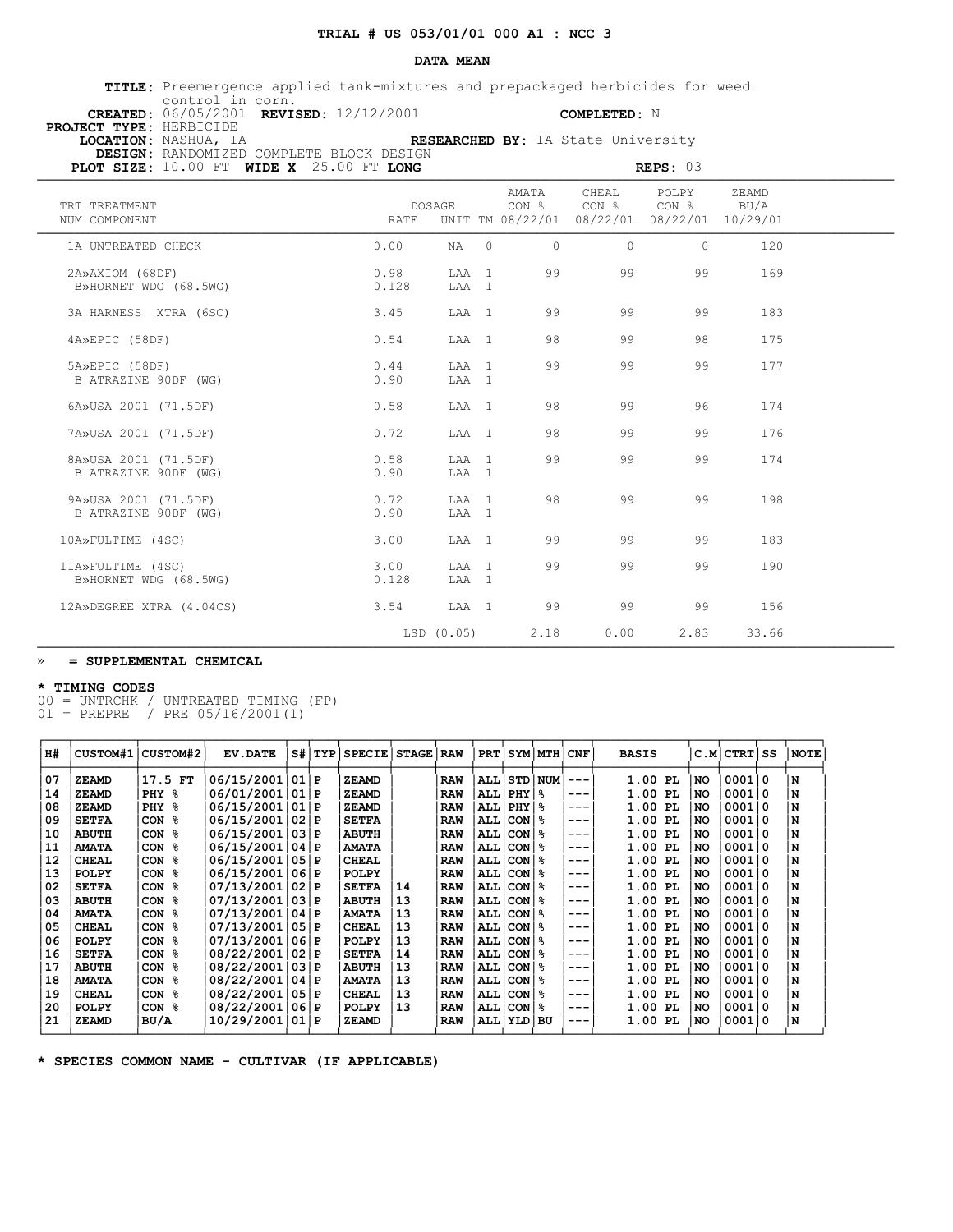**TRIAL # US 053/01/01 000 A1 : NCC 3**

**DATA MEAN**

**TITLE:** Preemergence applied tank-mixtures and prepackaged herbicides for weed control in corn.
**CREATED:** 06/05/2001 **REVISED:** 12/12/2001 **COMPLETED:** N
**PROJECT TYPE:** HERBICIDE
**LOCATION:** NASHUA, IA **RESEARCHED BY:** IA State University
**DESIGN:** RANDOMIZED COMPLETE BLOCK DESIGN
**PLOT SIZE:** 10.00 FT **WIDE X** 25.00 FT **LONG** **REPS:** 03

| TRT NUM | TREATMENT COMPONENT | DOSAGE RATE | UNIT | TM | AMATA CON % 08/22/01 | CHEAL CON % 08/22/01 | POLPY CON % 08/22/01 | ZEAMD BU/A 10/29/01 |
|---|---|---|---|---|---|---|---|---|
| 1A | UNTREATED CHECK | 0.00 | NA | 0 | 0 | 0 | 0 | 120 |
| 2A» | AXIOM (68DF) | 0.98 | LAA | 1 | 99 | 99 | 99 | 169 |
| B» | HORNET WDG (68.5WG) | 0.128 | LAA | 1 | | | | |
| 3A | HARNESS XTRA (6SC) | 3.45 | LAA | 1 | 99 | 99 | 99 | 183 |
| 4A» | EPIC (58DF) | 0.54 | LAA | 1 | 98 | 99 | 98 | 175 |
| 5A» | EPIC (58DF) | 0.44 | LAA | 1 | 99 | 99 | 99 | 177 |
| B | ATRAZINE 90DF (WG) | 0.90 | LAA | 1 | | | | |
| 6A» | USA 2001 (71.5DF) | 0.58 | LAA | 1 | 98 | 99 | 96 | 174 |
| 7A» | USA 2001 (71.5DF) | 0.72 | LAA | 1 | 98 | 99 | 99 | 176 |
| 8A» | USA 2001 (71.5DF) | 0.58 | LAA | 1 | 99 | 99 | 99 | 174 |
| B | ATRAZINE 90DF (WG) | 0.90 | LAA | 1 | | | | |
| 9A» | USA 2001 (71.5DF) | 0.72 | LAA | 1 | 98 | 99 | 99 | 198 |
| B | ATRAZINE 90DF (WG) | 0.90 | LAA | 1 | | | | |
| 10A» | FULTIME (4SC) | 3.00 | LAA | 1 | 99 | 99 | 99 | 183 |
| 11A» | FULTIME (4SC) | 3.00 | LAA | 1 | 99 | 99 | 99 | 190 |
| B» | HORNET WDG (68.5WG) | 0.128 | LAA | 1 | | | | |
| 12A» | DEGREE XTRA (4.04CS) | 3.54 | LAA | 1 | 99 | 99 | 99 | 156 |
| | | LSD (0.05) | | | 2.18 | 0.00 | 2.83 | 33.66 |

» **= SUPPLEMENTAL CHEMICAL**

**\* TIMING CODES**
00 = UNTRCHK / UNTREATED TIMING (FP)
01 = PREPRE / PRE 05/16/2001(1)

| H# | CUSTOM#1 | CUSTOM#2 | EV.DATE | S# | TYP | SPECIE | STAGE | RAW | PRT | SYM | MTH | CNF | BASIS | C.M | CTRT | SS | NOTE |
|---|---|---|---|---|---|---|---|---|---|---|---|---|---|---|---|---|---|
| 07 | ZEAMD | 17.5 FT | 06/15/2001 | 01 | P | ZEAMD | | RAW | ALL | STD | NUM | --- | 1.00 PL | NO | 0001 | 0 | N |
| 14 | ZEAMD | PHY % | 06/01/2001 | 01 | P | ZEAMD | | RAW | ALL | PHY | % | --- | 1.00 PL | NO | 0001 | 0 | N |
| 08 | ZEAMD | PHY % | 06/15/2001 | 01 | P | ZEAMD | | RAW | ALL | PHY | % | --- | 1.00 PL | NO | 0001 | 0 | N |
| 09 | SETFA | CON % | 06/15/2001 | 02 | P | SETFA | | RAW | ALL | CON | % | --- | 1.00 PL | NO | 0001 | 0 | N |
| 10 | ABUTH | CON % | 06/15/2001 | 03 | P | ABUTH | | RAW | ALL | CON | % | --- | 1.00 PL | NO | 0001 | 0 | N |
| 11 | AMATA | CON % | 06/15/2001 | 04 | P | AMATA | | RAW | ALL | CON | % | --- | 1.00 PL | NO | 0001 | 0 | N |
| 12 | CHEAL | CON % | 06/15/2001 | 05 | P | CHEAL | | RAW | ALL | CON | % | --- | 1.00 PL | NO | 0001 | 0 | N |
| 13 | POLPY | CON % | 06/15/2001 | 06 | P | POLPY | | RAW | ALL | CON | % | --- | 1.00 PL | NO | 0001 | 0 | N |
| 02 | SETFA | CON % | 07/13/2001 | 02 | P | SETFA | 14 | RAW | ALL | CON | % | --- | 1.00 PL | NO | 0001 | 0 | N |
| 03 | ABUTH | CON % | 07/13/2001 | 03 | P | ABUTH | 13 | RAW | ALL | CON | % | --- | 1.00 PL | NO | 0001 | 0 | N |
| 04 | AMATA | CON % | 07/13/2001 | 04 | P | AMATA | 13 | RAW | ALL | CON | % | --- | 1.00 PL | NO | 0001 | 0 | N |
| 05 | CHEAL | CON % | 07/13/2001 | 05 | P | CHEAL | 13 | RAW | ALL | CON | % | --- | 1.00 PL | NO | 0001 | 0 | N |
| 06 | POLPY | CON % | 07/13/2001 | 06 | P | POLPY | 13 | RAW | ALL | CON | % | --- | 1.00 PL | NO | 0001 | 0 | N |
| 16 | SETFA | CON % | 08/22/2001 | 02 | P | SETFA | 14 | RAW | ALL | CON | % | --- | 1.00 PL | NO | 0001 | 0 | N |
| 17 | ABUTH | CON % | 08/22/2001 | 03 | P | ABUTH | 13 | RAW | ALL | CON | % | --- | 1.00 PL | NO | 0001 | 0 | N |
| 18 | AMATA | CON % | 08/22/2001 | 04 | P | AMATA | 13 | RAW | ALL | CON | % | --- | 1.00 PL | NO | 0001 | 0 | N |
| 19 | CHEAL | CON % | 08/22/2001 | 05 | P | CHEAL | 13 | RAW | ALL | CON | % | --- | 1.00 PL | NO | 0001 | 0 | N |
| 20 | POLPY | CON % | 08/22/2001 | 06 | P | POLPY | 13 | RAW | ALL | CON | % | --- | 1.00 PL | NO | 0001 | 0 | N |
| 21 | ZEAMD | BU/A | 10/29/2001 | 01 | P | ZEAMD | | RAW | ALL | YLD | BU | --- | 1.00 PL | NO | 0001 | 0 | N |

**\* SPECIES COMMON NAME - CULTIVAR (IF APPLICABLE)**